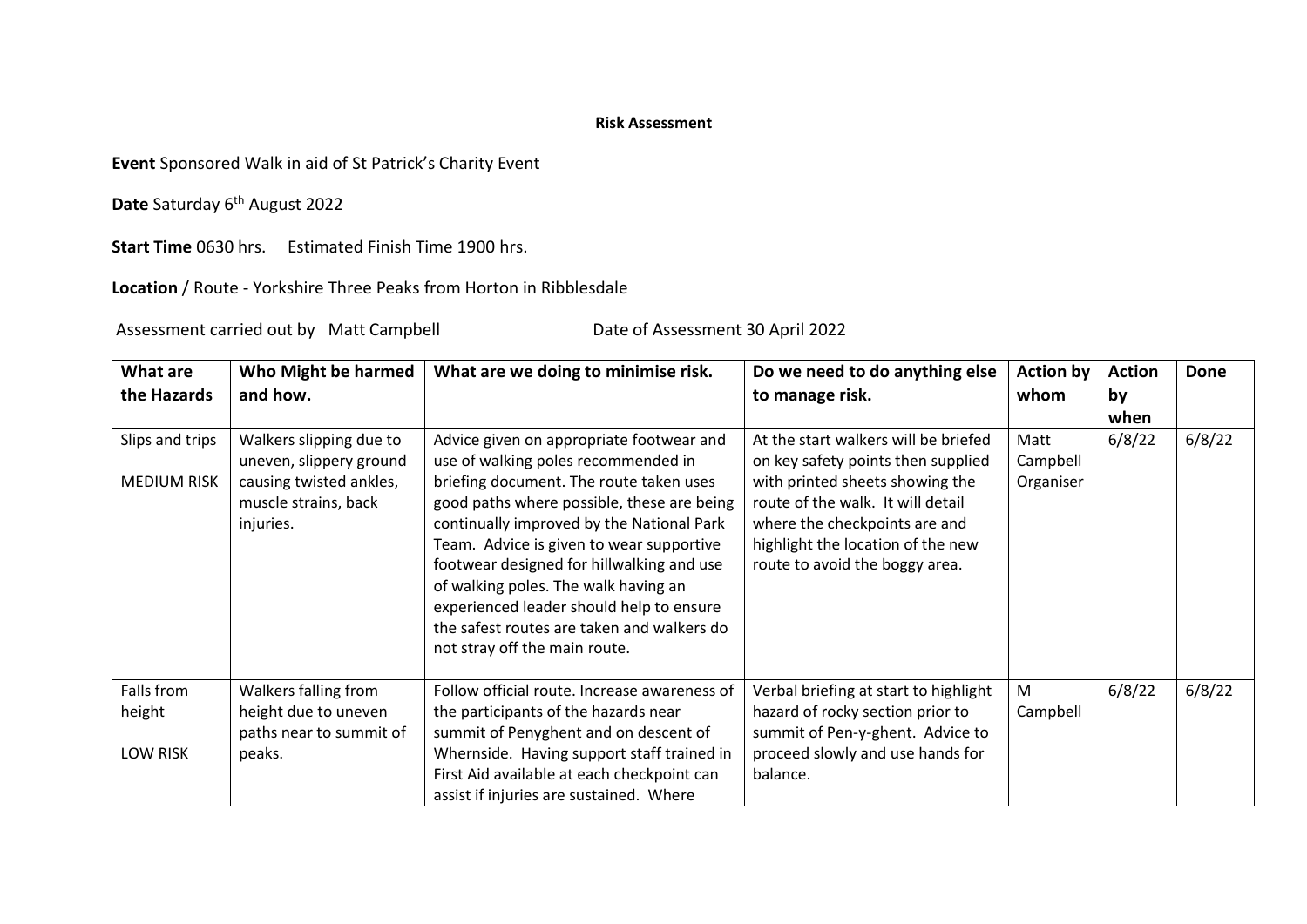**Risk Assessment**

**Event** Sponsored Walk in aid of St Patrick's Charity Event

**Date** Saturday 6th August 2022

**Start Time** 0630 hrs. Estimated Finish Time 1900 hrs.

**Location** / Route - Yorkshire Three Peaks from Horton in Ribblesdale

Assessment carried out by Matt Campbell Date of Assessment 30 April 2022

| What are the Hazards | Who Might be harmed and how. | What are we doing to minimise risk. | Do we need to do anything else to manage risk. | Action by whom | Action by when | Done |
|---|---|---|---|---|---|---|
| Slips and trips<br><br>MEDIUM RISK | Walkers slipping due to uneven, slippery ground causing twisted ankles, muscle strains, back injuries. | Advice given on appropriate footwear and use of walking poles recommended in briefing document. The route taken uses good paths where possible, these are being continually improved by the National Park Team. Advice is given to wear supportive footwear designed for hillwalking and use of walking poles. The walk having an experienced leader should help to ensure the safest routes are taken and walkers do not stray off the main route. | At the start walkers will be briefed on key safety points then supplied with printed sheets showing the route of the walk. It will detail where the checkpoints are and highlight the location of the new route to avoid the boggy area. | Matt Campbell Organiser | 6/8/22 | 6/8/22 |
| Falls from height<br><br>LOW RISK | Walkers falling from height due to uneven paths near to summit of peaks. | Follow official route. Increase awareness of the participants of the hazards near summit of Penyghent and on descent of Whernside. Having support staff trained in First Aid available at each checkpoint can assist if injuries are sustained. Where | Verbal briefing at start to highlight hazard of rocky section prior to summit of Pen-y-ghent. Advice to proceed slowly and use hands for balance. | M Campbell | 6/8/22 | 6/8/22 |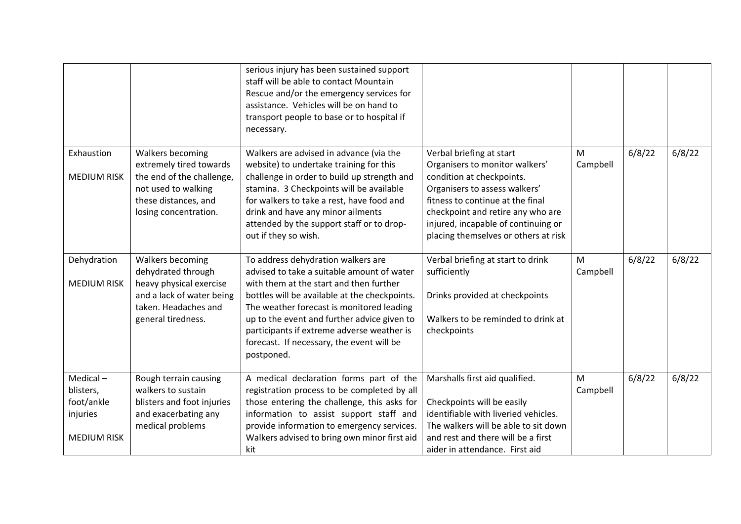| | | | | | | |
|---|---|---|---|---|---|---|
| | | serious injury has been sustained support staff will be able to contact Mountain Rescue and/or the emergency services for assistance. Vehicles will be on hand to transport people to base or to hospital if necessary. | | | | |
| Exhaustion<br><br>MEDIUM RISK | Walkers becoming extremely tired towards the end of the challenge, not used to walking these distances, and losing concentration. | Walkers are advised in advance (via the website) to undertake training for this challenge in order to build up strength and stamina. 3 Checkpoints will be available for walkers to take a rest, have food and drink and have any minor ailments attended by the support staff or to drop-out if they so wish. | Verbal briefing at start<br>Organisers to monitor walkers' condition at checkpoints.<br>Organisers to assess walkers' fitness to continue at the final checkpoint and retire any who are injured, incapable of continuing or placing themselves or others at risk | M Campbell | 6/8/22 | 6/8/22 |
| Dehydration<br><br>MEDIUM RISK | Walkers becoming dehydrated through heavy physical exercise and a lack of water being taken. Headaches and general tiredness. | To address dehydration walkers are advised to take a suitable amount of water with them at the start and then further bottles will be available at the checkpoints. The weather forecast is monitored leading up to the event and further advice given to participants if extreme adverse weather is forecast. If necessary, the event will be postponed. | Verbal briefing at start to drink sufficiently<br><br>Drinks provided at checkpoints<br><br>Walkers to be reminded to drink at checkpoints | M Campbell | 6/8/22 | 6/8/22 |
| Medical – blisters, foot/ankle injuries<br><br>MEDIUM RISK | Rough terrain causing walkers to sustain blisters and foot injuries and exacerbating any medical problems | A medical declaration forms part of the registration process to be completed by all those entering the challenge, this asks for information to assist support staff and provide information to emergency services. Walkers advised to bring own minor first aid kit | Marshalls first aid qualified.<br><br>Checkpoints will be easily identifiable with liveried vehicles. The walkers will be able to sit down and rest and there will be a first aider in attendance. First aid | M Campbell | 6/8/22 | 6/8/22 |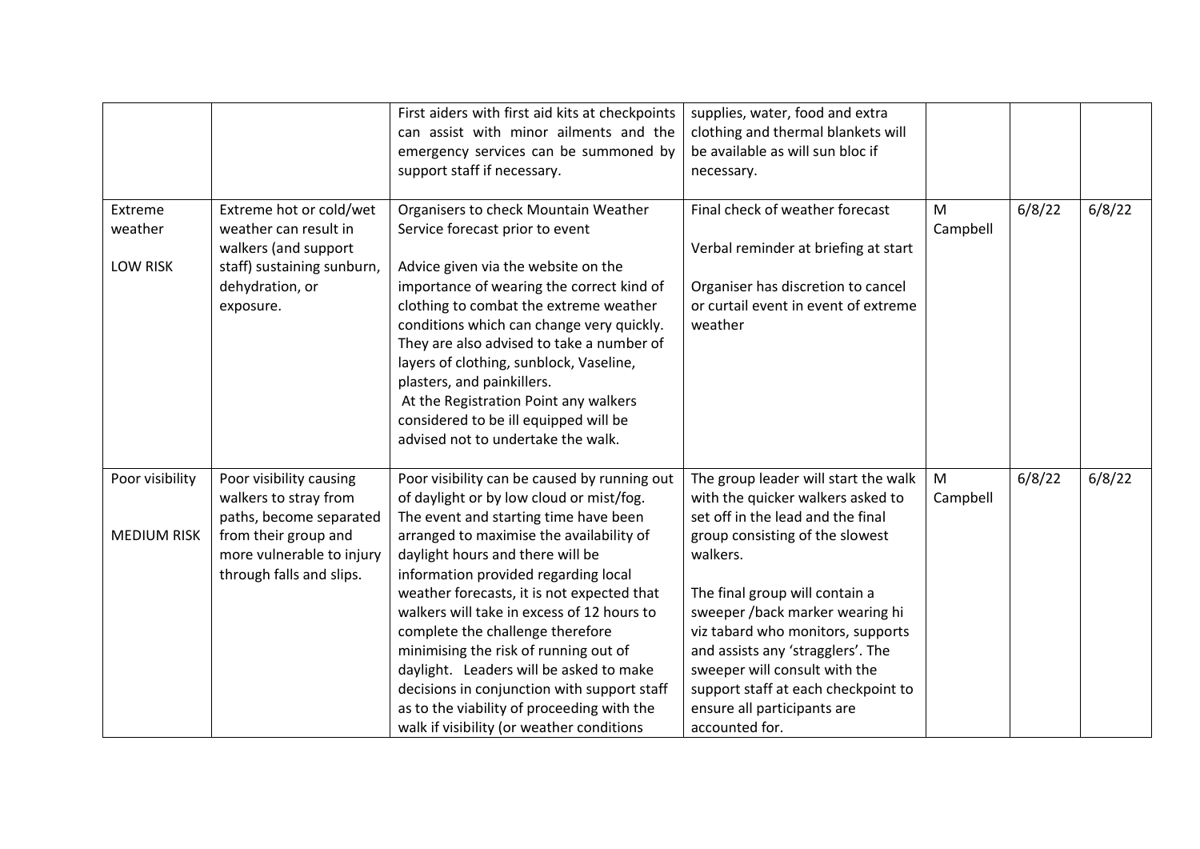| | | | | | | |
|---|---|---|---|---|---|---|
| | | First aiders with first aid kits at checkpoints can assist with minor ailments and the emergency services can be summoned by support staff if necessary. | supplies, water, food and extra clothing and thermal blankets will be available as will sun bloc if necessary. | | | |
| Extreme weather<br><br>LOW RISK | Extreme hot or cold/wet weather can result in walkers (and support staff) sustaining sunburn, dehydration, or exposure. | Organisers to check Mountain Weather Service forecast prior to event<br><br>Advice given via the website on the importance of wearing the correct kind of clothing to combat the extreme weather conditions which can change very quickly. They are also advised to take a number of layers of clothing, sunblock, Vaseline, plasters, and painkillers.<br>At the Registration Point any walkers considered to be ill equipped will be advised not to undertake the walk. | Final check of weather forecast<br><br>Verbal reminder at briefing at start<br><br>Organiser has discretion to cancel or curtail event in event of extreme weather | M Campbell | 6/8/22 | 6/8/22 |
| Poor visibility<br><br>MEDIUM RISK | Poor visibility causing walkers to stray from paths, become separated from their group and more vulnerable to injury through falls and slips. | Poor visibility can be caused by running out of daylight or by low cloud or mist/fog. The event and starting time have been arranged to maximise the availability of daylight hours and there will be information provided regarding local weather forecasts, it is not expected that walkers will take in excess of 12 hours to complete the challenge therefore minimising the risk of running out of daylight. Leaders will be asked to make decisions in conjunction with support staff as to the viability of proceeding with the walk if visibility (or weather conditions | The group leader will start the walk with the quicker walkers asked to set off in the lead and the final group consisting of the slowest walkers.<br><br>The final group will contain a sweeper /back marker wearing hi viz tabard who monitors, supports and assists any 'stragglers'. The sweeper will consult with the support staff at each checkpoint to ensure all participants are accounted for. | M Campbell | 6/8/22 | 6/8/22 |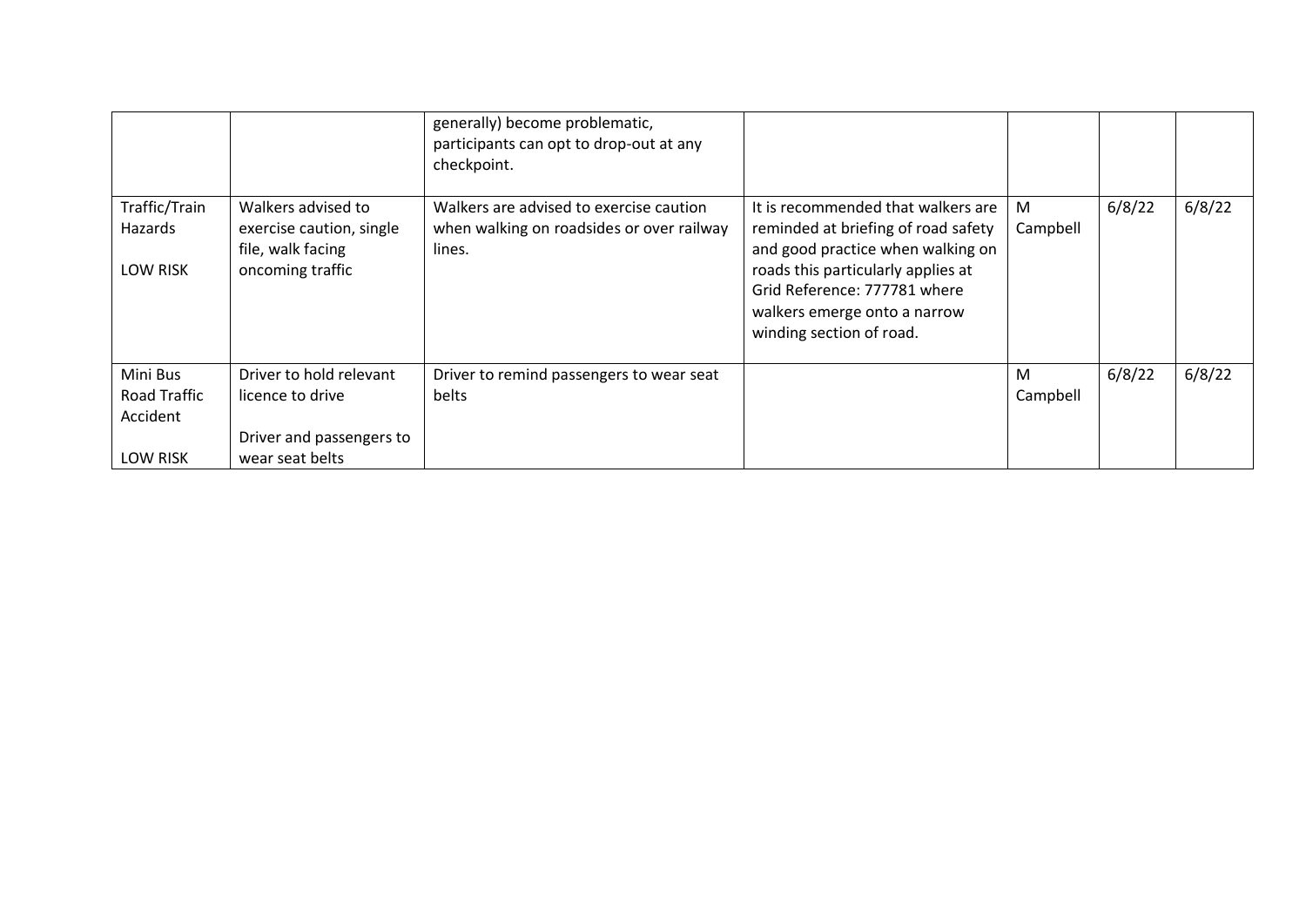| | | | | | | |
|---|---|---|---|---|---|---|
| | | generally) become problematic, participants can opt to drop-out at any checkpoint. | | | | |
| Traffic/Train Hazards<br><br>LOW RISK | Walkers advised to exercise caution, single file, walk facing oncoming traffic | Walkers are advised to exercise caution when walking on roadsides or over railway lines. | It is recommended that walkers are reminded at briefing of road safety and good practice when walking on roads this particularly applies at Grid Reference: 777781 where walkers emerge onto a narrow winding section of road. | M Campbell | 6/8/22 | 6/8/22 |
| Mini Bus Road Traffic Accident<br><br>LOW RISK | Driver to hold relevant licence to drive<br><br>Driver and passengers to wear seat belts | Driver to remind passengers to wear seat belts | | M Campbell | 6/8/22 | 6/8/22 |